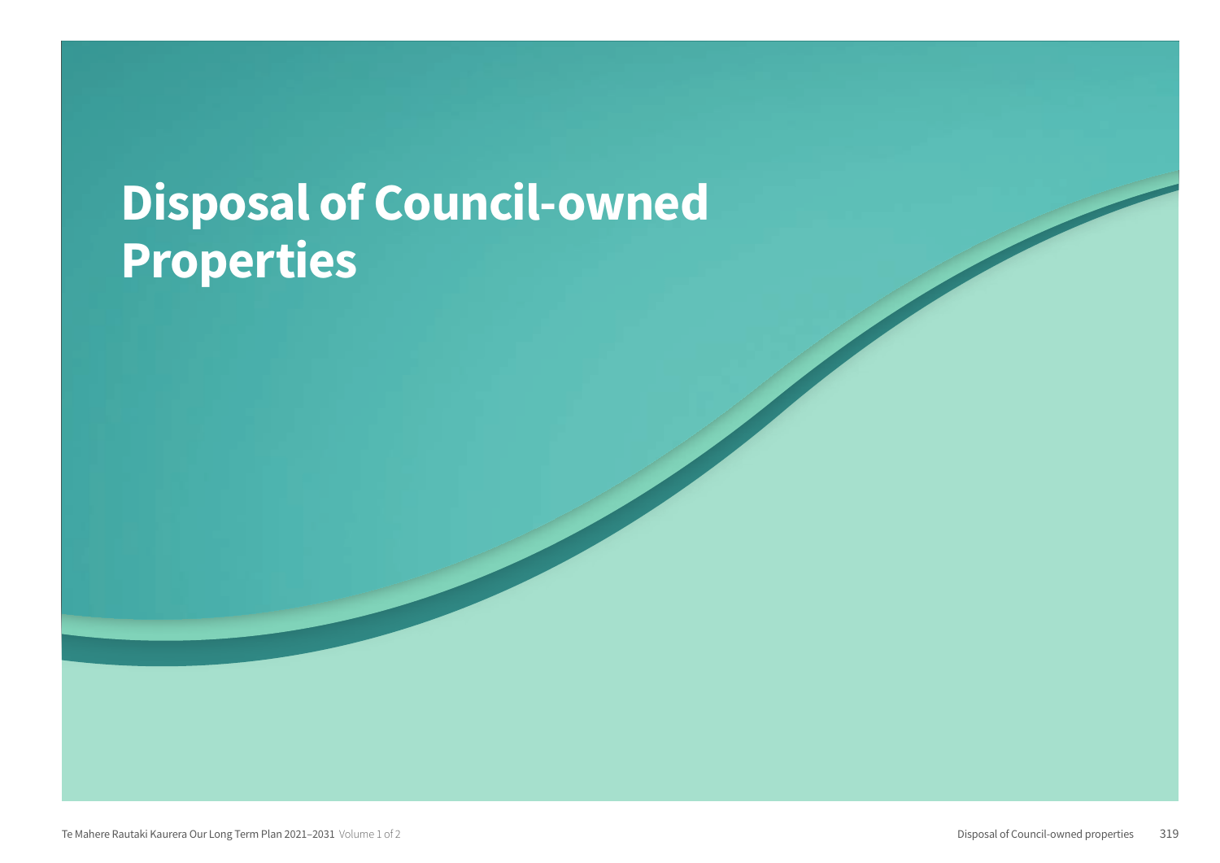# Disposal of Council-owned Properties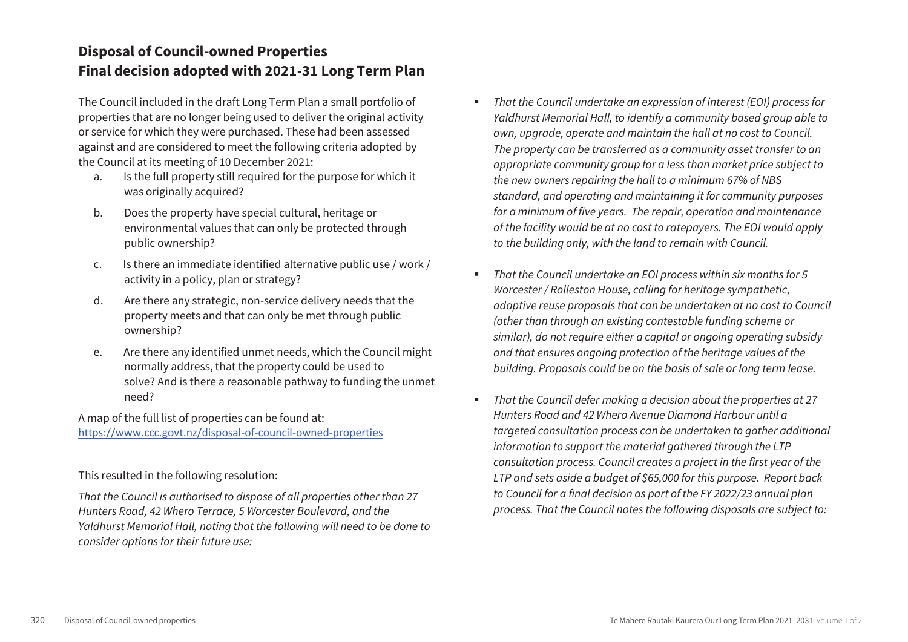## Disposal of Council-owned Properties
## Final decision adopted with 2021-31 Long Term Plan

The Council included in the draft Long Term Plan a small portfolio of properties that are no longer being used to deliver the original activity or service for which they were purchased. These had been assessed against and are considered to meet the following criteria adopted by the Council at its meeting of 10 December 2021:

a. Is the full property still required for the purpose for which it was originally acquired?

b. Does the property have special cultural, heritage or environmental values that can only be protected through public ownership?

c. Is there an immediate identified alternative public use / work / activity in a policy, plan or strategy?

d. Are there any strategic, non-service delivery needs that the property meets and that can only be met through public ownership?

e. Are there any identified unmet needs, which the Council might normally address, that the property could be used to solve? And is there a reasonable pathway to funding the unmet need?

A map of the full list of properties can be found at:
https://www.ccc.govt.nz/disposal-of-council-owned-properties

This resulted in the following resolution:

*That the Council is authorised to dispose of all properties other than 27 Hunters Road, 42 Whero Terrace, 5 Worcester Boulevard, and the Yaldhurst Memorial Hall, noting that the following will need to be done to consider options for their future use:*

- *That the Council undertake an expression of interest (EOI) process for Yaldhurst Memorial Hall, to identify a community based group able to own, upgrade, operate and maintain the hall at no cost to Council. The property can be transferred as a community asset transfer to an appropriate community group for a less than market price subject to the new owners repairing the hall to a minimum 67% of NBS standard, and operating and maintaining it for community purposes for a minimum of five years. The repair, operation and maintenance of the facility would be at no cost to ratepayers. The EOI would apply to the building only, with the land to remain with Council.*

- *That the Council undertake an EOI process within six months for 5 Worcester / Rolleston House, calling for heritage sympathetic, adaptive reuse proposals that can be undertaken at no cost to Council (other than through an existing contestable funding scheme or similar), do not require either a capital or ongoing operating subsidy and that ensures ongoing protection of the heritage values of the building. Proposals could be on the basis of sale or long term lease.*

- *That the Council defer making a decision about the properties at 27 Hunters Road and 42 Whero Avenue Diamond Harbour until a targeted consultation process can be undertaken to gather additional information to support the material gathered through the LTP consultation process. Council creates a project in the first year of the LTP and sets aside a budget of $65,000 for this purpose. Report back to Council for a final decision as part of the FY 2022/23 annual plan process. That the Council notes the following disposals are subject to:*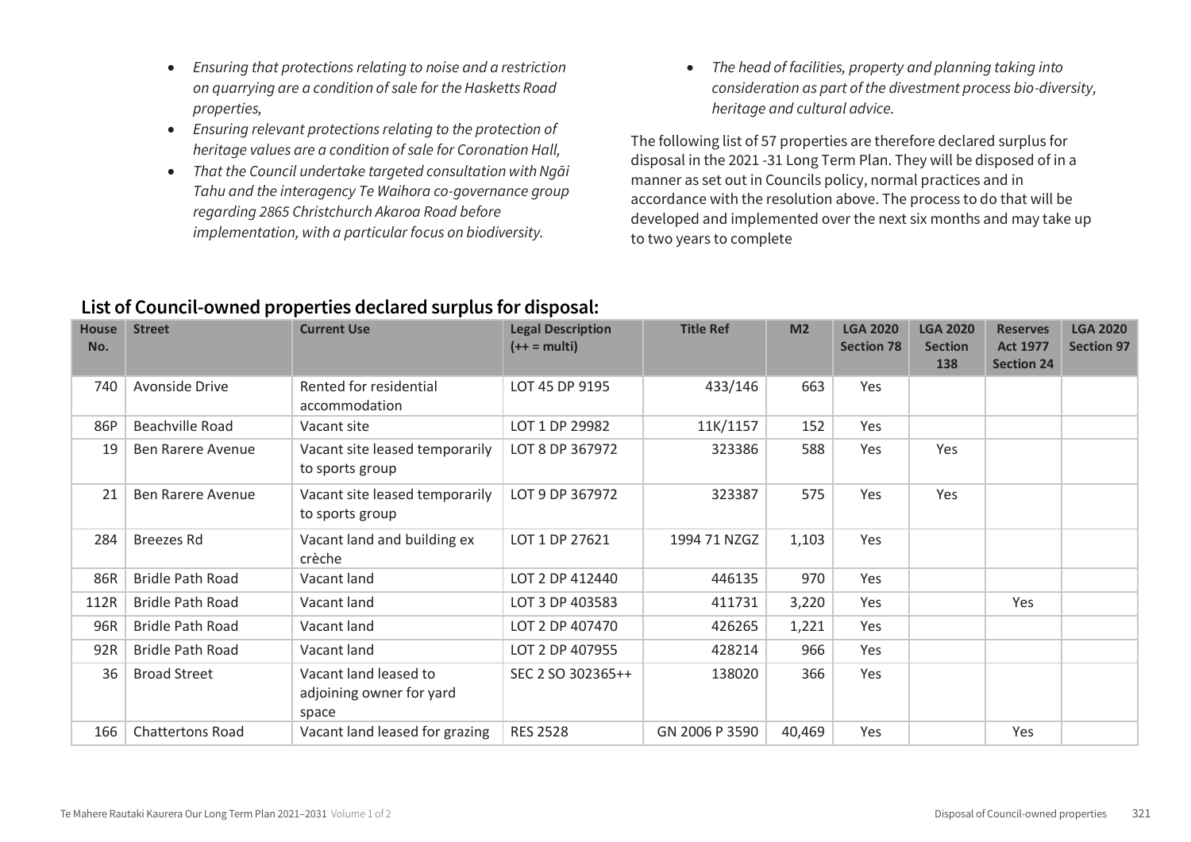- *Ensuring that protections relating to noise and a restriction on quarrying are a condition of sale for the Hasketts Road properties,*
- *Ensuring relevant protections relating to the protection of heritage values are a condition of sale for Coronation Hall,*
- *That the Council undertake targeted consultation with Ngāi Tahu and the interagency Te Waihora co-governance group regarding 2865 Christchurch Akaroa Road before implementation, with a particular focus on biodiversity.*
- *The head of facilities, property and planning taking into consideration as part of the divestment process bio-diversity, heritage and cultural advice.*

The following list of 57 properties are therefore declared surplus for disposal in the 2021 -31 Long Term Plan. They will be disposed of in a manner as set out in Councils policy, normal practices and in accordance with the resolution above. The process to do that will be developed and implemented over the next six months and may take up to two years to complete

## List of Council-owned properties declared surplus for disposal:

| House No. | Street | Current Use | Legal Description (++ = multi) | Title Ref | M2 | LGA 2020 Section 78 | LGA 2020 Section 138 | Reserves Act 1977 Section 24 | LGA 2020 Section 97 |
|---|---|---|---|---|---|---|---|---|---|
| 740 | Avonside Drive | Rented for residential accommodation | LOT 45 DP 9195 | 433/146 | 663 | Yes | | | |
| 86P | Beachville Road | Vacant site | LOT 1 DP 29982 | 11K/1157 | 152 | Yes | | | |
| 19 | Ben Rarere Avenue | Vacant site leased temporarily to sports group | LOT 8 DP 367972 | 323386 | 588 | Yes | Yes | | |
| 21 | Ben Rarere Avenue | Vacant site leased temporarily to sports group | LOT 9 DP 367972 | 323387 | 575 | Yes | Yes | | |
| 284 | Breezes Rd | Vacant land and building ex crèche | LOT 1 DP 27621 | 1994 71 NZGZ | 1,103 | Yes | | | |
| 86R | Bridle Path Road | Vacant land | LOT 2 DP 412440 | 446135 | 970 | Yes | | | |
| 112R | Bridle Path Road | Vacant land | LOT 3 DP 403583 | 411731 | 3,220 | Yes | | Yes | |
| 96R | Bridle Path Road | Vacant land | LOT 2 DP 407470 | 426265 | 1,221 | Yes | | | |
| 92R | Bridle Path Road | Vacant land | LOT 2 DP 407955 | 428214 | 966 | Yes | | | |
| 36 | Broad Street | Vacant land leased to adjoining owner for yard space | SEC 2 SO 302365++ | 138020 | 366 | Yes | | | |
| 166 | Chattertons Road | Vacant land leased for grazing | RES 2528 | GN 2006 P 3590 | 40,469 | Yes | | Yes | |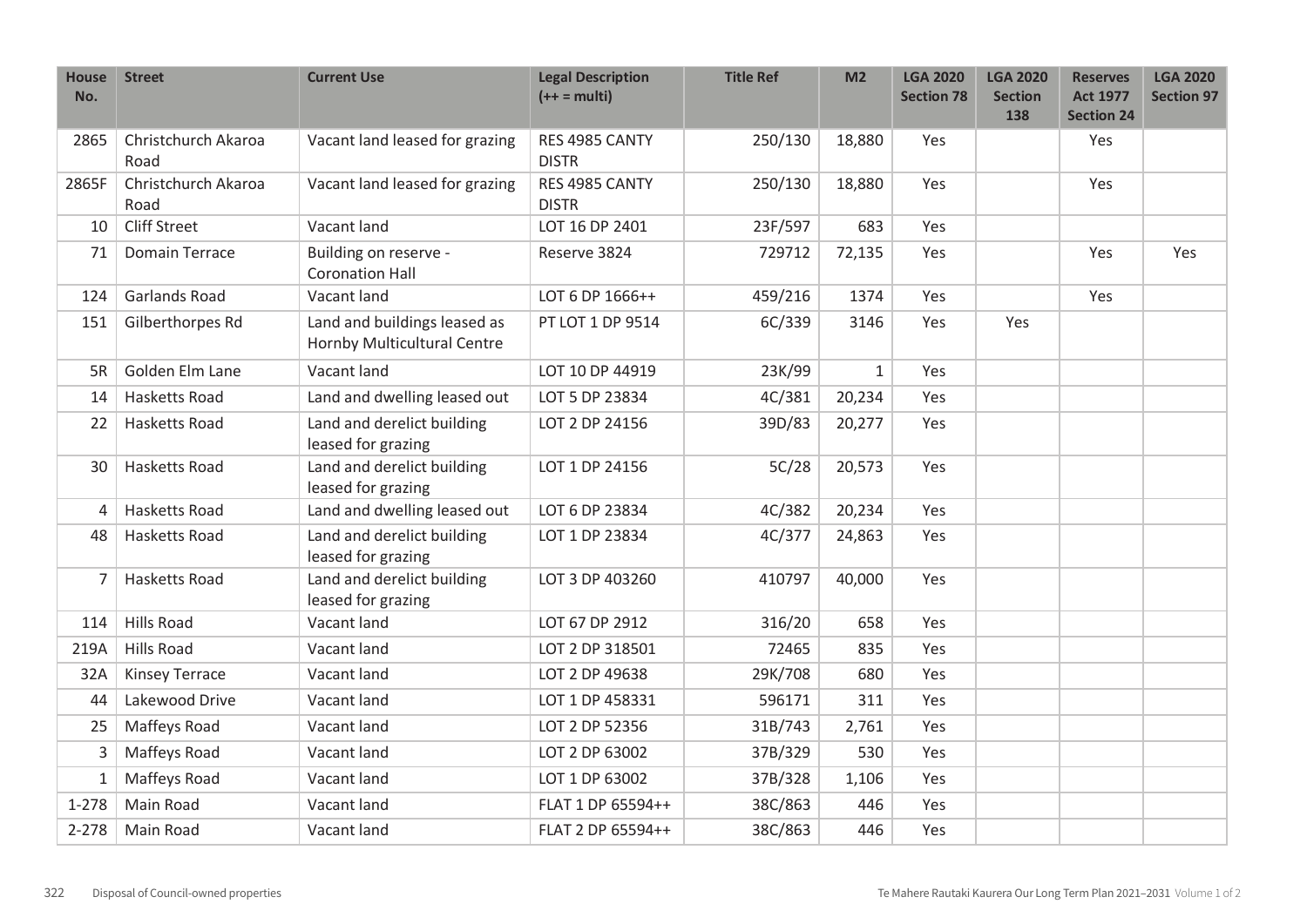| House No. | Street | Current Use | Legal Description (++ = multi) | Title Ref | M2 | LGA 2020 Section 78 | LGA 2020 Section 138 | Reserves Act 1977 Section 24 | LGA 2020 Section 97 |
|---|---|---|---|---|---|---|---|---|---|
| 2865 | Christchurch Akaroa Road | Vacant land leased for grazing | RES 4985 CANTY DISTR | 250/130 | 18,880 | Yes | | Yes | |
| 2865F | Christchurch Akaroa Road | Vacant land leased for grazing | RES 4985 CANTY DISTR | 250/130 | 18,880 | Yes | | Yes | |
| 10 | Cliff Street | Vacant land | LOT 16 DP 2401 | 23F/597 | 683 | Yes | | | |
| 71 | Domain Terrace | Building on reserve - Coronation Hall | Reserve 3824 | 729712 | 72,135 | Yes | | Yes | Yes |
| 124 | Garlands Road | Vacant land | LOT 6 DP 1666++ | 459/216 | 1374 | Yes | | Yes | |
| 151 | Gilberthorpes Rd | Land and buildings leased as Hornby Multicultural Centre | PT LOT 1 DP 9514 | 6C/339 | 3146 | Yes | Yes | | |
| 5R | Golden Elm Lane | Vacant land | LOT 10 DP 44919 | 23K/99 | 1 | Yes | | | |
| 14 | Hasketts Road | Land and dwelling leased out | LOT 5 DP 23834 | 4C/381 | 20,234 | Yes | | | |
| 22 | Hasketts Road | Land and derelict building leased for grazing | LOT 2 DP 24156 | 39D/83 | 20,277 | Yes | | | |
| 30 | Hasketts Road | Land and derelict building leased for grazing | LOT 1 DP 24156 | 5C/28 | 20,573 | Yes | | | |
| 4 | Hasketts Road | Land and dwelling leased out | LOT 6 DP 23834 | 4C/382 | 20,234 | Yes | | | |
| 48 | Hasketts Road | Land and derelict building leased for grazing | LOT 1 DP 23834 | 4C/377 | 24,863 | Yes | | | |
| 7 | Hasketts Road | Land and derelict building leased for grazing | LOT 3 DP 403260 | 410797 | 40,000 | Yes | | | |
| 114 | Hills Road | Vacant land | LOT 67 DP 2912 | 316/20 | 658 | Yes | | | |
| 219A | Hills Road | Vacant land | LOT 2 DP 318501 | 72465 | 835 | Yes | | | |
| 32A | Kinsey Terrace | Vacant land | LOT 2 DP 49638 | 29K/708 | 680 | Yes | | | |
| 44 | Lakewood Drive | Vacant land | LOT 1 DP 458331 | 596171 | 311 | Yes | | | |
| 25 | Maffeys Road | Vacant land | LOT 2 DP 52356 | 31B/743 | 2,761 | Yes | | | |
| 3 | Maffeys Road | Vacant land | LOT 2 DP 63002 | 37B/329 | 530 | Yes | | | |
| 1 | Maffeys Road | Vacant land | LOT 1 DP 63002 | 37B/328 | 1,106 | Yes | | | |
| 1-278 | Main Road | Vacant land | FLAT 1 DP 65594++ | 38C/863 | 446 | Yes | | | |
| 2-278 | Main Road | Vacant land | FLAT 2 DP 65594++ | 38C/863 | 446 | Yes | | | |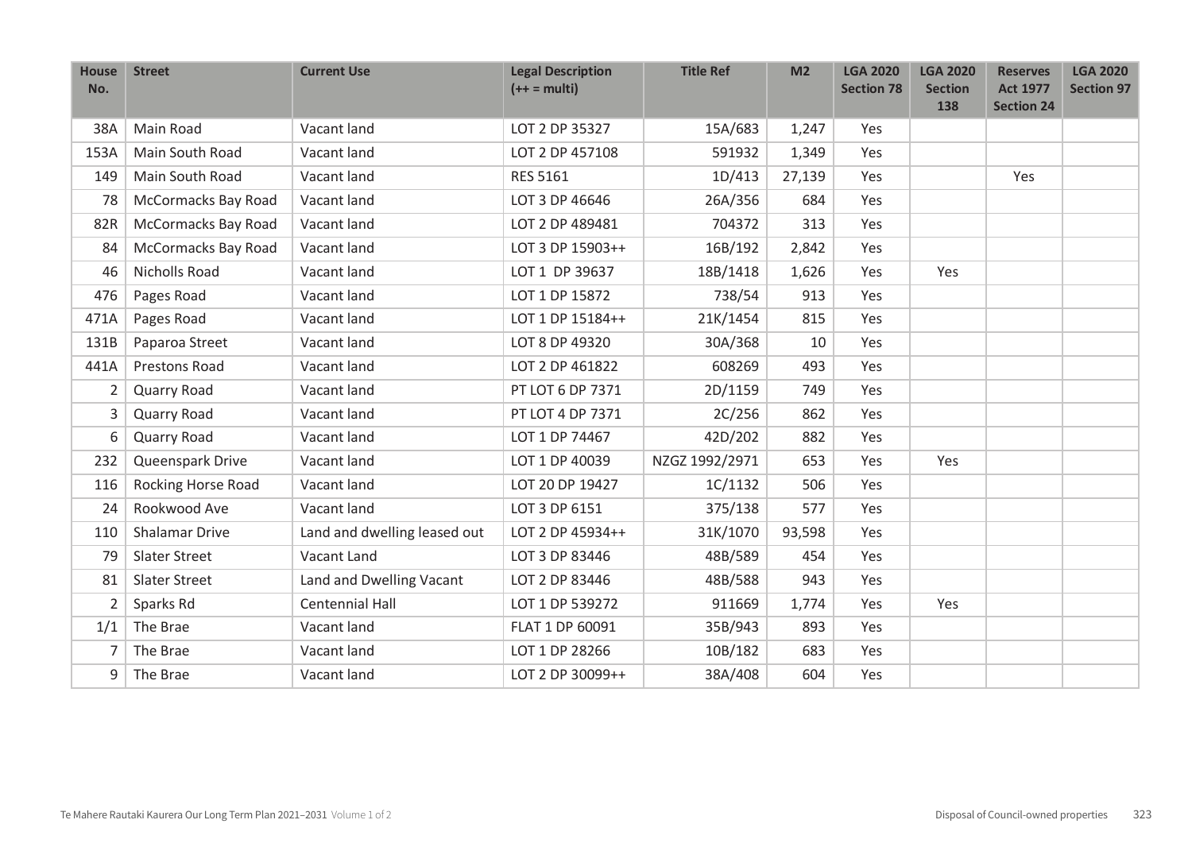| House No. | Street | Current Use | Legal Description (++ = multi) | Title Ref | M2 | LGA 2020 Section 78 | LGA 2020 Section 138 | Reserves Act 1977 Section 24 | LGA 2020 Section 97 |
|---|---|---|---|---|---|---|---|---|---|
| 38A | Main Road | Vacant land | LOT 2 DP 35327 | 15A/683 | 1,247 | Yes | | | |
| 153A | Main South Road | Vacant land | LOT 2 DP 457108 | 591932 | 1,349 | Yes | | | |
| 149 | Main South Road | Vacant land | RES 5161 | 1D/413 | 27,139 | Yes | | Yes | |
| 78 | McCormacks Bay Road | Vacant land | LOT 3 DP 46646 | 26A/356 | 684 | Yes | | | |
| 82R | McCormacks Bay Road | Vacant land | LOT 2 DP 489481 | 704372 | 313 | Yes | | | |
| 84 | McCormacks Bay Road | Vacant land | LOT 3 DP 15903++ | 16B/192 | 2,842 | Yes | | | |
| 46 | Nicholls Road | Vacant land | LOT 1 DP 39637 | 18B/1418 | 1,626 | Yes | Yes | | |
| 476 | Pages Road | Vacant land | LOT 1 DP 15872 | 738/54 | 913 | Yes | | | |
| 471A | Pages Road | Vacant land | LOT 1 DP 15184++ | 21K/1454 | 815 | Yes | | | |
| 131B | Paparoa Street | Vacant land | LOT 8 DP 49320 | 30A/368 | 10 | Yes | | | |
| 441A | Prestons Road | Vacant land | LOT 2 DP 461822 | 608269 | 493 | Yes | | | |
| 2 | Quarry Road | Vacant land | PT LOT 6 DP 7371 | 2D/1159 | 749 | Yes | | | |
| 3 | Quarry Road | Vacant land | PT LOT 4 DP 7371 | 2C/256 | 862 | Yes | | | |
| 6 | Quarry Road | Vacant land | LOT 1 DP 74467 | 42D/202 | 882 | Yes | | | |
| 232 | Queenspark Drive | Vacant land | LOT 1 DP 40039 | NZGZ 1992/2971 | 653 | Yes | Yes | | |
| 116 | Rocking Horse Road | Vacant land | LOT 20 DP 19427 | 1C/1132 | 506 | Yes | | | |
| 24 | Rookwood Ave | Vacant land | LOT 3 DP 6151 | 375/138 | 577 | Yes | | | |
| 110 | Shalamar Drive | Land and dwelling leased out | LOT 2 DP 45934++ | 31K/1070 | 93,598 | Yes | | | |
| 79 | Slater Street | Vacant Land | LOT 3 DP 83446 | 48B/589 | 454 | Yes | | | |
| 81 | Slater Street | Land and Dwelling Vacant | LOT 2 DP 83446 | 48B/588 | 943 | Yes | | | |
| 2 | Sparks Rd | Centennial Hall | LOT 1 DP 539272 | 911669 | 1,774 | Yes | Yes | | |
| 1/1 | The Brae | Vacant land | FLAT 1 DP 60091 | 35B/943 | 893 | Yes | | | |
| 7 | The Brae | Vacant land | LOT 1 DP 28266 | 10B/182 | 683 | Yes | | | |
| 9 | The Brae | Vacant land | LOT 2 DP 30099++ | 38A/408 | 604 | Yes | | | |